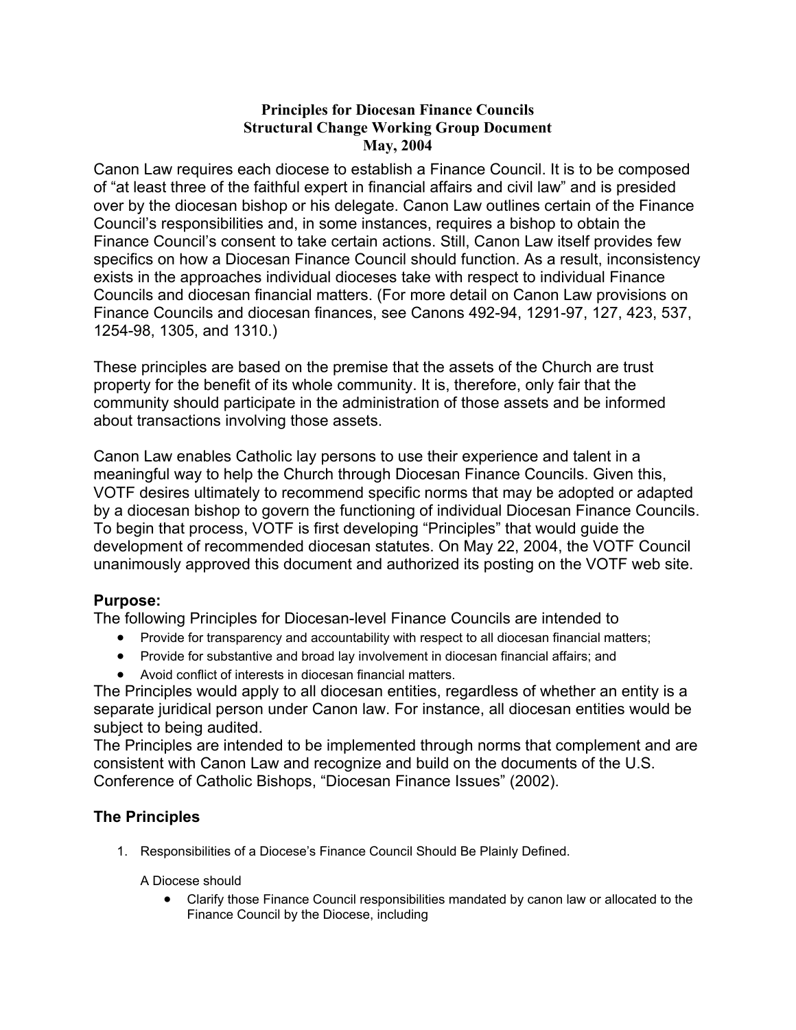**Principles for Diocesan Finance Councils**
**Structural Change Working Group Document**
**May, 2004**

Canon Law requires each diocese to establish a Finance Council. It is to be composed of "at least three of the faithful expert in financial affairs and civil law" and is presided over by the diocesan bishop or his delegate. Canon Law outlines certain of the Finance Council's responsibilities and, in some instances, requires a bishop to obtain the Finance Council's consent to take certain actions. Still, Canon Law itself provides few specifics on how a Diocesan Finance Council should function. As a result, inconsistency exists in the approaches individual dioceses take with respect to individual Finance Councils and diocesan financial matters. (For more detail on Canon Law provisions on Finance Councils and diocesan finances, see Canons 492-94, 1291-97, 127, 423, 537, 1254-98, 1305, and 1310.)

These principles are based on the premise that the assets of the Church are trust property for the benefit of its whole community. It is, therefore, only fair that the community should participate in the administration of those assets and be informed about transactions involving those assets.

Canon Law enables Catholic lay persons to use their experience and talent in a meaningful way to help the Church through Diocesan Finance Councils. Given this, VOTF desires ultimately to recommend specific norms that may be adopted or adapted by a diocesan bishop to govern the functioning of individual Diocesan Finance Councils. To begin that process, VOTF is first developing "Principles" that would guide the development of recommended diocesan statutes. On May 22, 2004, the VOTF Council unanimously approved this document and authorized its posting on the VOTF web site.

## Purpose:

The following Principles for Diocesan-level Finance Councils are intended to

- Provide for transparency and accountability with respect to all diocesan financial matters;
- Provide for substantive and broad lay involvement in diocesan financial affairs; and
- Avoid conflict of interests in diocesan financial matters.

The Principles would apply to all diocesan entities, regardless of whether an entity is a separate juridical person under Canon law. For instance, all diocesan entities would be subject to being audited.

The Principles are intended to be implemented through norms that complement and are consistent with Canon Law and recognize and build on the documents of the U.S. Conference of Catholic Bishops, "Diocesan Finance Issues" (2002).

## The Principles

1. Responsibilities of a Diocese's Finance Council Should Be Plainly Defined.

   A Diocese should

   - Clarify those Finance Council responsibilities mandated by canon law or allocated to the Finance Council by the Diocese, including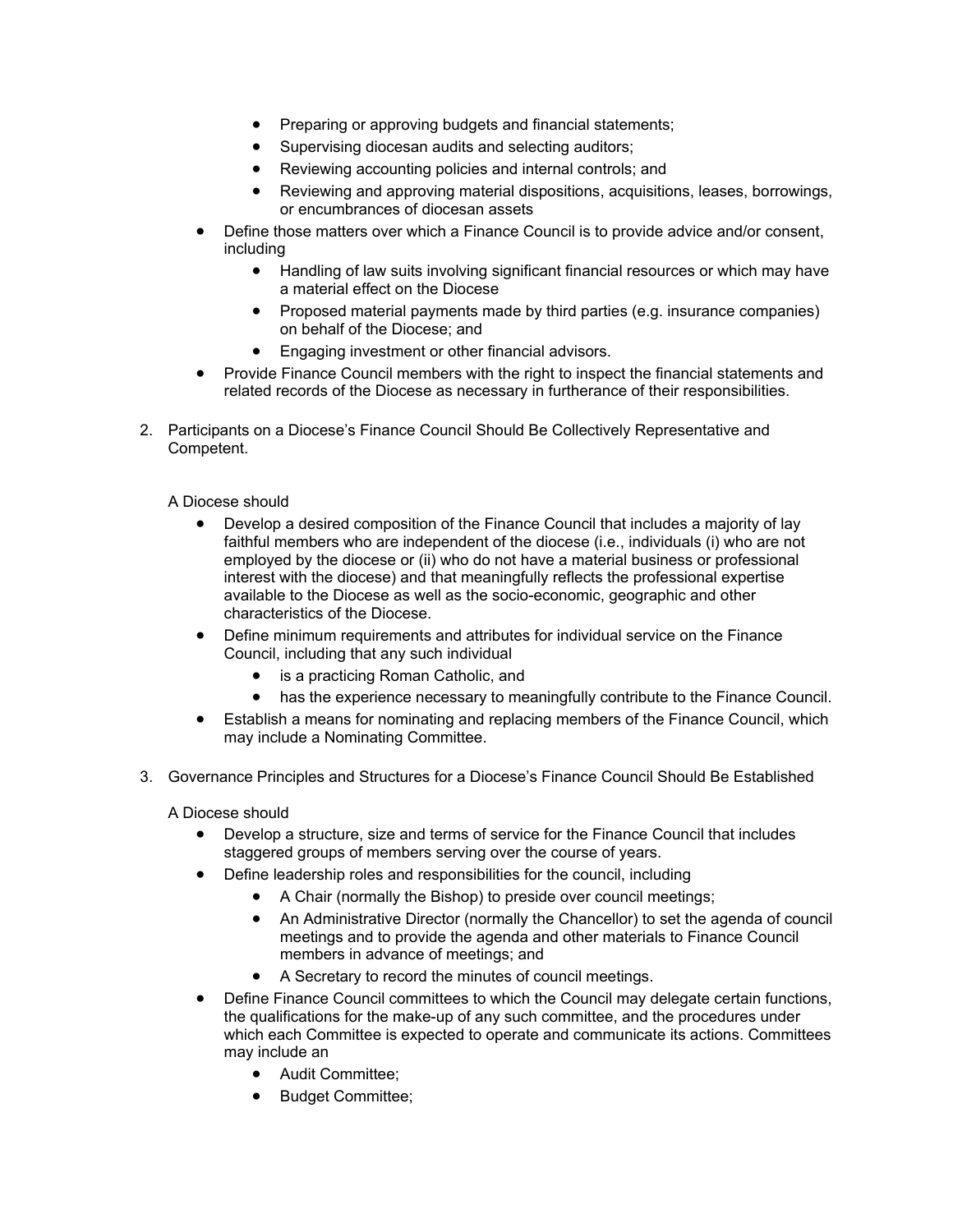- Preparing or approving budgets and financial statements;
    - Supervising diocesan audits and selecting auditors;
    - Reviewing accounting policies and internal controls; and
    - Reviewing and approving material dispositions, acquisitions, leases, borrowings, or encumbrances of diocesan assets
- Define those matters over which a Finance Council is to provide advice and/or consent, including
    - Handling of law suits involving significant financial resources or which may have a material effect on the Diocese
    - Proposed material payments made by third parties (e.g. insurance companies) on behalf of the Diocese; and
    - Engaging investment or other financial advisors.
- Provide Finance Council members with the right to inspect the financial statements and related records of the Diocese as necessary in furtherance of their responsibilities.

2. Participants on a Diocese's Finance Council Should Be Collectively Representative and Competent.

   A Diocese should

   - Develop a desired composition of the Finance Council that includes a majority of lay faithful members who are independent of the diocese (i.e., individuals (i) who are not employed by the diocese or (ii) who do not have a material business or professional interest with the diocese) and that meaningfully reflects the professional expertise available to the Diocese as well as the socio-economic, geographic and other characteristics of the Diocese.
   - Define minimum requirements and attributes for individual service on the Finance Council, including that any such individual
       - is a practicing Roman Catholic, and
       - has the experience necessary to meaningfully contribute to the Finance Council.
   - Establish a means for nominating and replacing members of the Finance Council, which may include a Nominating Committee.

3. Governance Principles and Structures for a Diocese's Finance Council Should Be Established

   A Diocese should

   - Develop a structure, size and terms of service for the Finance Council that includes staggered groups of members serving over the course of years.
   - Define leadership roles and responsibilities for the council, including
       - A Chair (normally the Bishop) to preside over council meetings;
       - An Administrative Director (normally the Chancellor) to set the agenda of council meetings and to provide the agenda and other materials to Finance Council members in advance of meetings; and
       - A Secretary to record the minutes of council meetings.
   - Define Finance Council committees to which the Council may delegate certain functions, the qualifications for the make-up of any such committee, and the procedures under which each Committee is expected to operate and communicate its actions. Committees may include an
       - Audit Committee;
       - Budget Committee;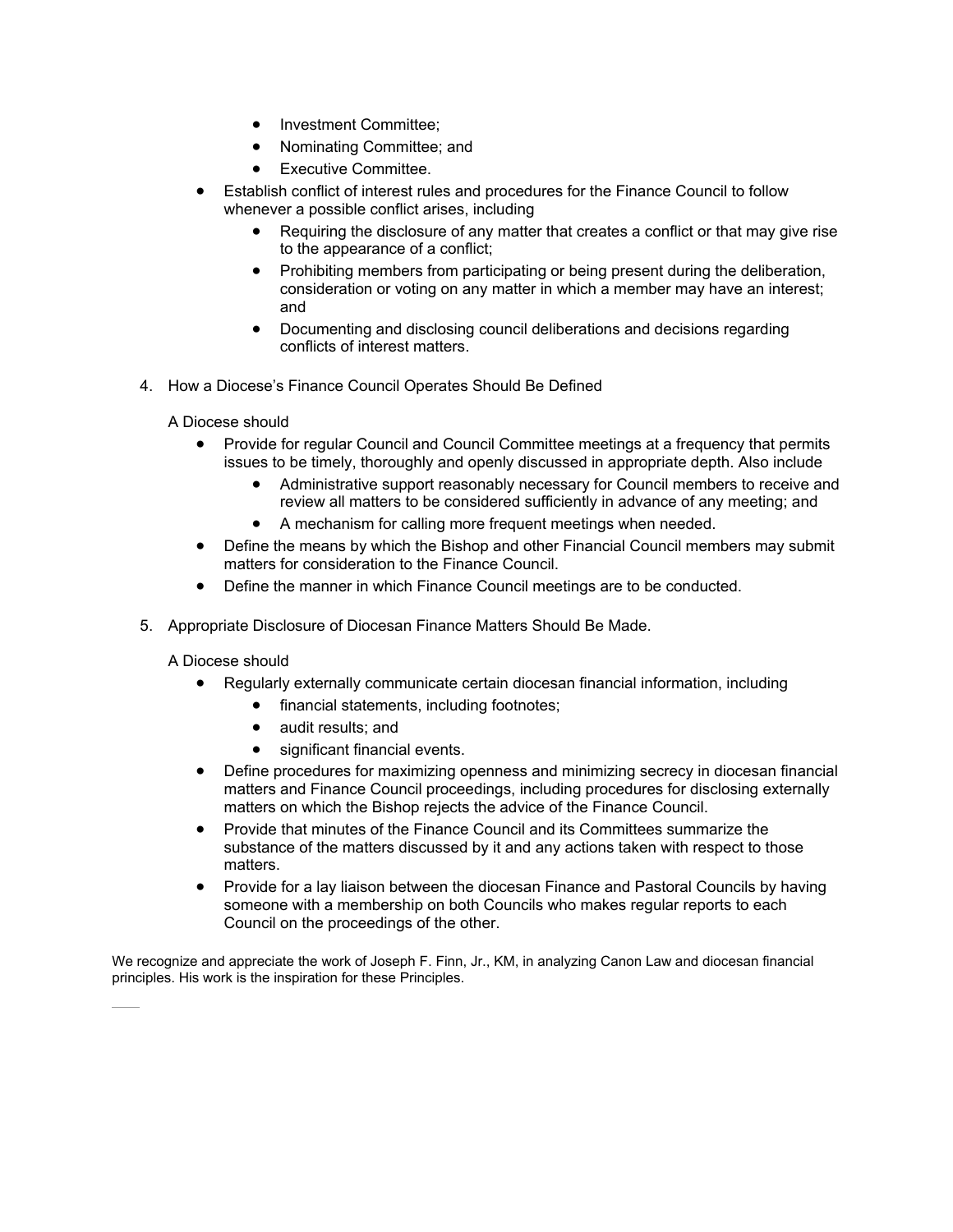- Investment Committee;
    - Nominating Committee; and
    - Executive Committee.
- Establish conflict of interest rules and procedures for the Finance Council to follow whenever a possible conflict arises, including
    - Requiring the disclosure of any matter that creates a conflict or that may give rise to the appearance of a conflict;
    - Prohibiting members from participating or being present during the deliberation, consideration or voting on any matter in which a member may have an interest; and
    - Documenting and disclosing council deliberations and decisions regarding conflicts of interest matters.

4. How a Diocese's Finance Council Operates Should Be Defined

   A Diocese should

   - Provide for regular Council and Council Committee meetings at a frequency that permits issues to be timely, thoroughly and openly discussed in appropriate depth. Also include
       - Administrative support reasonably necessary for Council members to receive and review all matters to be considered sufficiently in advance of any meeting; and
       - A mechanism for calling more frequent meetings when needed.
   - Define the means by which the Bishop and other Financial Council members may submit matters for consideration to the Finance Council.
   - Define the manner in which Finance Council meetings are to be conducted.

5. Appropriate Disclosure of Diocesan Finance Matters Should Be Made.

   A Diocese should

   - Regularly externally communicate certain diocesan financial information, including
       - financial statements, including footnotes;
       - audit results; and
       - significant financial events.
   - Define procedures for maximizing openness and minimizing secrecy in diocesan financial matters and Finance Council proceedings, including procedures for disclosing externally matters on which the Bishop rejects the advice of the Finance Council.
   - Provide that minutes of the Finance Council and its Committees summarize the substance of the matters discussed by it and any actions taken with respect to those matters.
   - Provide for a lay liaison between the diocesan Finance and Pastoral Councils by having someone with a membership on both Councils who makes regular reports to each Council on the proceedings of the other.

We recognize and appreciate the work of Joseph F. Finn, Jr., KM, in analyzing Canon Law and diocesan financial principles. His work is the inspiration for these Principles.